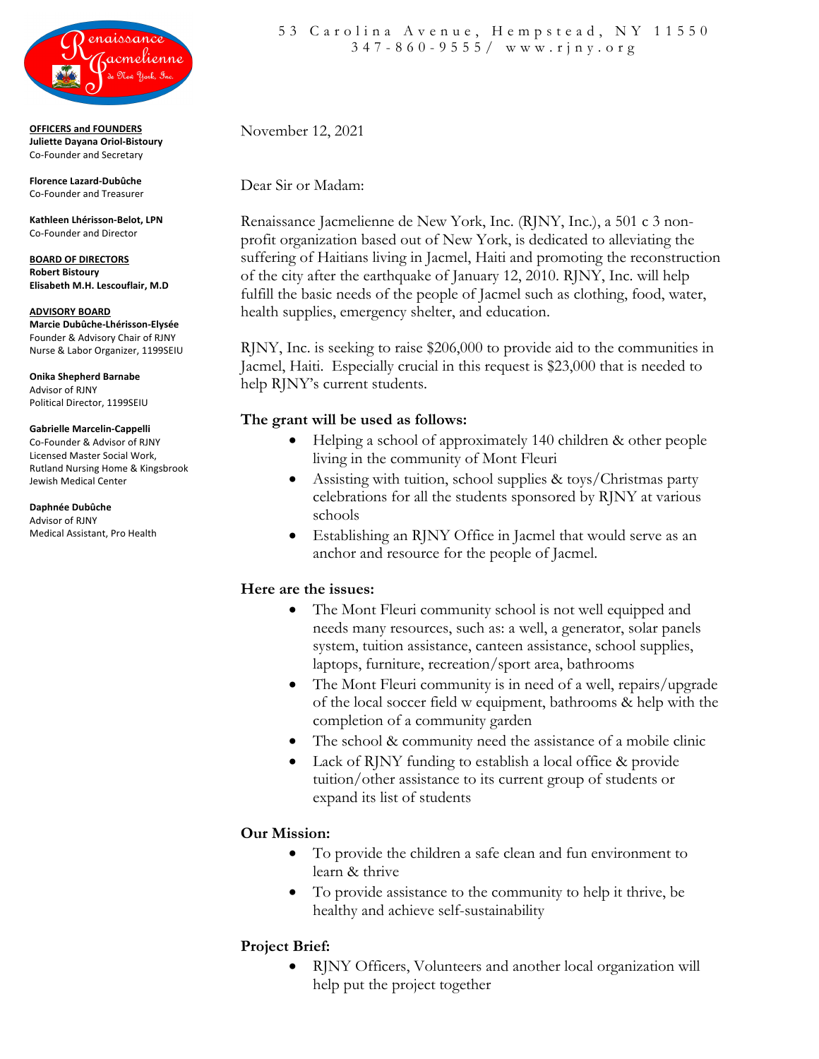53 Carolina Avenue, Hempstead, NY 11550
347-860-9555/ www.rjny.org

**OFFICERS and FOUNDERS**
**Juliette Dayana Oriol-Bistoury**
Co-Founder and Secretary

**Florence Lazard-Dubûche**
Co-Founder and Treasurer

**Kathleen Lhérisson-Belot, LPN**
Co-Founder and Director

**BOARD OF DIRECTORS**
**Robert Bistoury**
**Elisabeth M.H. Lescouflair, M.D**

**ADVISORY BOARD**
**Marcie Dubûche-Lhérisson-Elysée**
Founder & Advisory Chair of RJNY
Nurse & Labor Organizer, 1199SEIU

**Onika Shepherd Barnabe**
Advisor of RJNY
Political Director, 1199SEIU

**Gabrielle Marcelin-Cappelli**
Co-Founder & Advisor of RJNY
Licensed Master Social Work,
Rutland Nursing Home & Kingsbrook Jewish Medical Center

**Daphnée Dubûche**
Advisor of RJNY
Medical Assistant, Pro Health

November 12, 2021

Dear Sir or Madam:

Renaissance Jacmelienne de New York, Inc. (RJNY, Inc.), a 501 c 3 non-profit organization based out of New York, is dedicated to alleviating the suffering of Haitians living in Jacmel, Haiti and promoting the reconstruction of the city after the earthquake of January 12, 2010. RJNY, Inc. will help fulfill the basic needs of the people of Jacmel such as clothing, food, water, health supplies, emergency shelter, and education.

RJNY, Inc. is seeking to raise $206,000 to provide aid to the communities in Jacmel, Haiti. Especially crucial in this request is $23,000 that is needed to help RJNY's current students.

**The grant will be used as follows:**

- Helping a school of approximately 140 children & other people living in the community of Mont Fleuri
- Assisting with tuition, school supplies & toys/Christmas party celebrations for all the students sponsored by RJNY at various schools
- Establishing an RJNY Office in Jacmel that would serve as an anchor and resource for the people of Jacmel.

**Here are the issues:**

- The Mont Fleuri community school is not well equipped and needs many resources, such as: a well, a generator, solar panels system, tuition assistance, canteen assistance, school supplies, laptops, furniture, recreation/sport area, bathrooms
- The Mont Fleuri community is in need of a well, repairs/upgrade of the local soccer field w equipment, bathrooms & help with the completion of a community garden
- The school & community need the assistance of a mobile clinic
- Lack of RJNY funding to establish a local office & provide tuition/other assistance to its current group of students or expand its list of students

**Our Mission:**

- To provide the children a safe clean and fun environment to learn & thrive
- To provide assistance to the community to help it thrive, be healthy and achieve self-sustainability

**Project Brief:**

- RJNY Officers, Volunteers and another local organization will help put the project together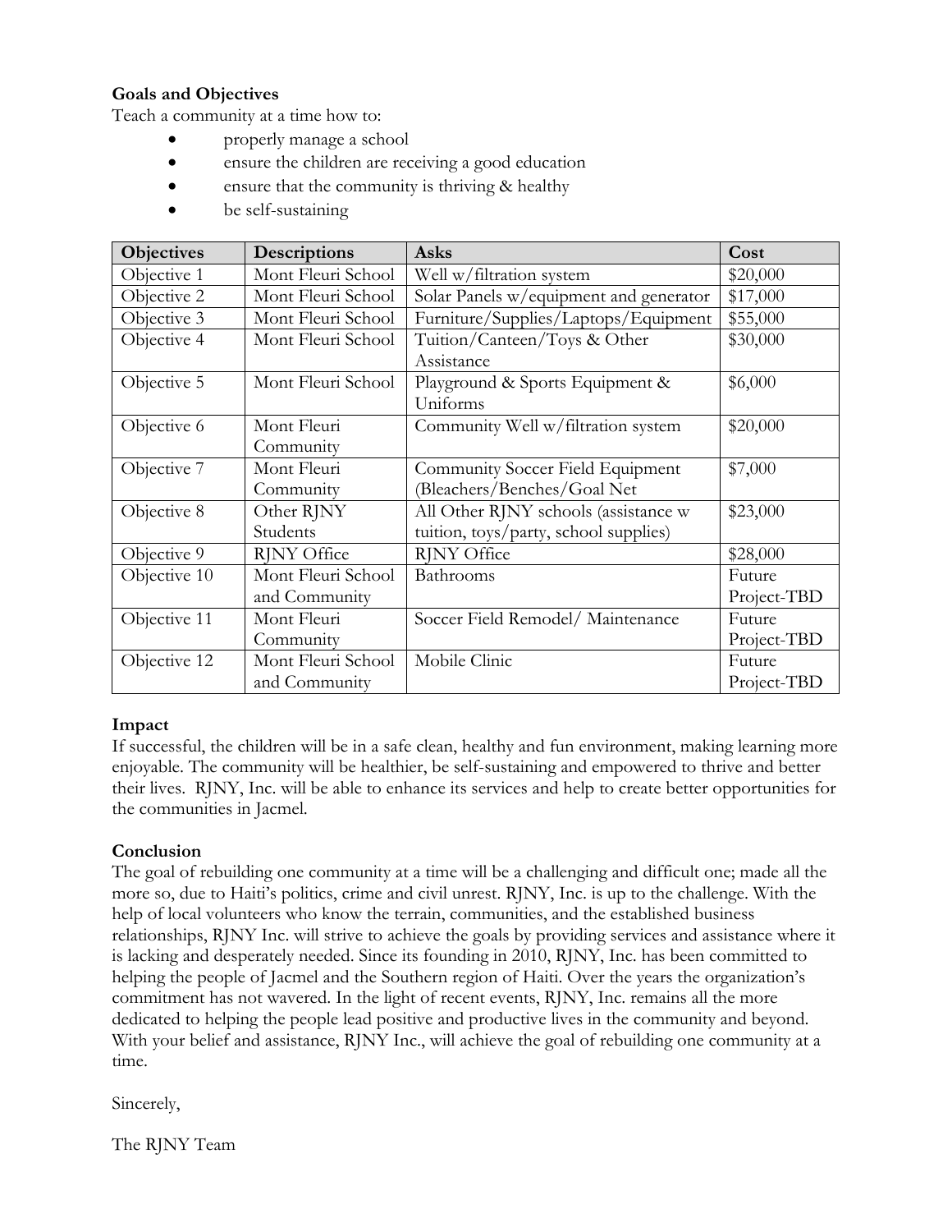**Goals and Objectives**

Teach a community at a time how to:

- properly manage a school
- ensure the children are receiving a good education
- ensure that the community is thriving & healthy
- be self-sustaining

| Objectives | Descriptions | Asks | Cost |
|---|---|---|---|
| Objective 1 | Mont Fleuri School | Well w/filtration system | $20,000 |
| Objective 2 | Mont Fleuri School | Solar Panels w/equipment and generator | $17,000 |
| Objective 3 | Mont Fleuri School | Furniture/Supplies/Laptops/Equipment | $55,000 |
| Objective 4 | Mont Fleuri School | Tuition/Canteen/Toys & Other Assistance | $30,000 |
| Objective 5 | Mont Fleuri School | Playground & Sports Equipment & Uniforms | $6,000 |
| Objective 6 | Mont Fleuri Community | Community Well w/filtration system | $20,000 |
| Objective 7 | Mont Fleuri Community | Community Soccer Field Equipment (Bleachers/Benches/Goal Net | $7,000 |
| Objective 8 | Other RJNY Students | All Other RJNY schools (assistance w tuition, toys/party, school supplies) | $23,000 |
| Objective 9 | RJNY Office | RJNY Office | $28,000 |
| Objective 10 | Mont Fleuri School and Community | Bathrooms | Future Project-TBD |
| Objective 11 | Mont Fleuri Community | Soccer Field Remodel/ Maintenance | Future Project-TBD |
| Objective 12 | Mont Fleuri School and Community | Mobile Clinic | Future Project-TBD |

**Impact**

If successful, the children will be in a safe clean, healthy and fun environment, making learning more enjoyable. The community will be healthier, be self-sustaining and empowered to thrive and better their lives. RJNY, Inc. will be able to enhance its services and help to create better opportunities for the communities in Jacmel.

**Conclusion**

The goal of rebuilding one community at a time will be a challenging and difficult one; made all the more so, due to Haiti's politics, crime and civil unrest. RJNY, Inc. is up to the challenge. With the help of local volunteers who know the terrain, communities, and the established business relationships, RJNY Inc. will strive to achieve the goals by providing services and assistance where it is lacking and desperately needed. Since its founding in 2010, RJNY, Inc. has been committed to helping the people of Jacmel and the Southern region of Haiti. Over the years the organization's commitment has not wavered. In the light of recent events, RJNY, Inc. remains all the more dedicated to helping the people lead positive and productive lives in the community and beyond. With your belief and assistance, RJNY Inc., will achieve the goal of rebuilding one community at a time.

Sincerely,

The RJNY Team